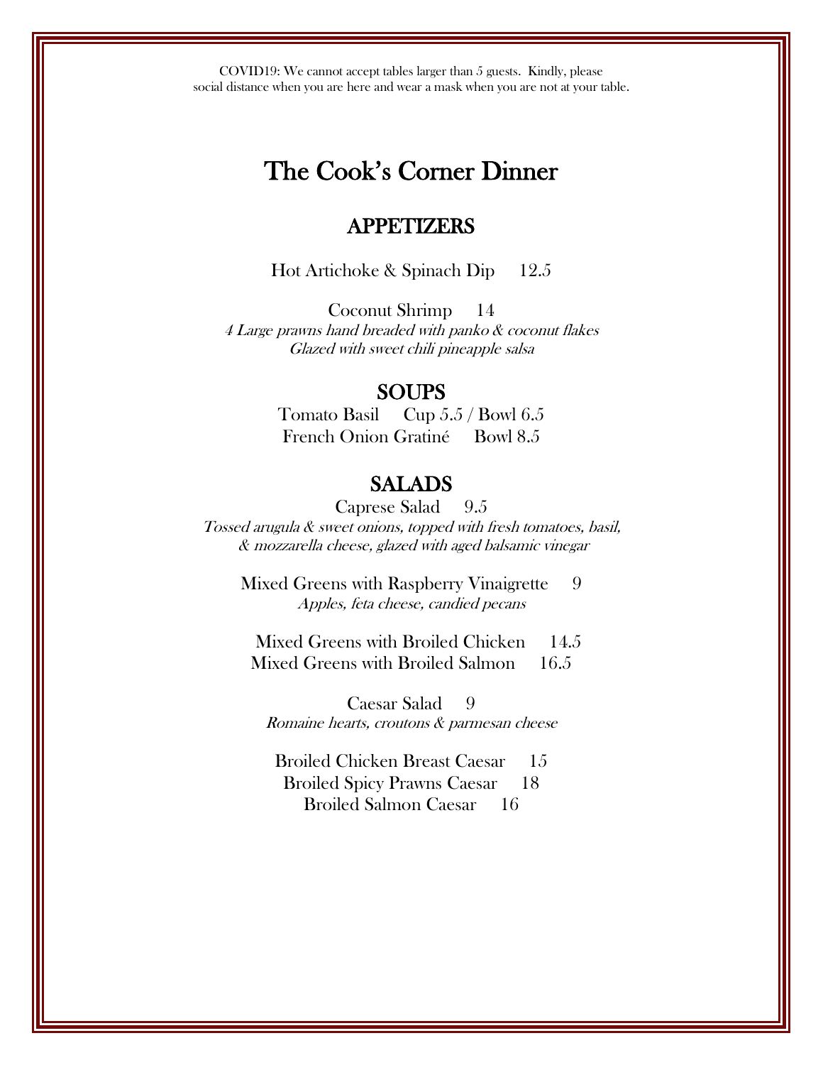COVID19: We cannot accept tables larger than 5 guests. Kindly, please social distance when you are here and wear a mask when you are not at your table.

# The Cook's Corner Dinner

## APPETIZERS

Hot Artichoke & Spinach Dip 12.5

Coconut Shrimp 14
*4 Large prawns hand breaded with panko & coconut flakes*
*Glazed with sweet chili pineapple salsa*

## SOUPS

Tomato Basil Cup 5.5 / Bowl 6.5
French Onion Gratiné Bowl 8.5

## SALADS

Caprese Salad 9.5
*Tossed arugula & sweet onions, topped with fresh tomatoes, basil, & mozzarella cheese, glazed with aged balsamic vinegar*

Mixed Greens with Raspberry Vinaigrette 9
*Apples, feta cheese, candied pecans*

Mixed Greens with Broiled Chicken 14.5
Mixed Greens with Broiled Salmon 16.5

Caesar Salad 9
*Romaine hearts, croutons & parmesan cheese*

Broiled Chicken Breast Caesar 15
Broiled Spicy Prawns Caesar 18
Broiled Salmon Caesar 16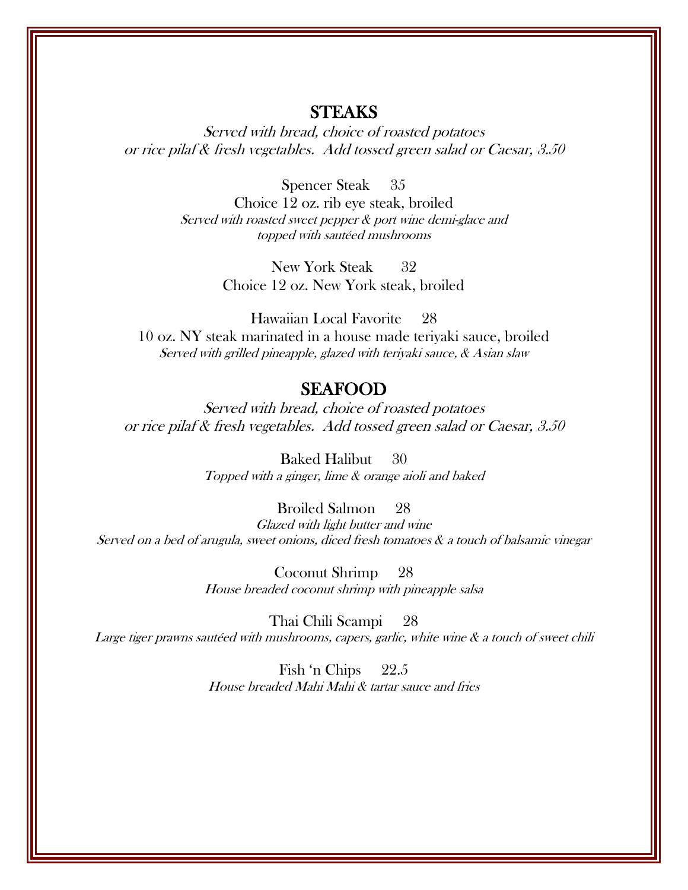## STEAKS

*Served with bread, choice of roasted potatoes or rice pilaf & fresh vegetables. Add tossed green salad or Caesar, 3.50*

Spencer Steak 35
Choice 12 oz. rib eye steak, broiled
*Served with roasted sweet pepper & port wine demi-glace and topped with sautéed mushrooms*

New York Steak 32
Choice 12 oz. New York steak, broiled

Hawaiian Local Favorite 28
10 oz. NY steak marinated in a house made teriyaki sauce, broiled
*Served with grilled pineapple, glazed with teriyaki sauce, & Asian slaw*

## SEAFOOD

*Served with bread, choice of roasted potatoes or rice pilaf & fresh vegetables. Add tossed green salad or Caesar, 3.50*

Baked Halibut 30
*Topped with a ginger, lime & orange aioli and baked*

Broiled Salmon 28
*Glazed with light butter and wine*
*Served on a bed of arugula, sweet onions, diced fresh tomatoes & a touch of balsamic vinegar*

Coconut Shrimp 28
*House breaded coconut shrimp with pineapple salsa*

Thai Chili Scampi 28
*Large tiger prawns sautéed with mushrooms, capers, garlic, white wine & a touch of sweet chili*

Fish 'n Chips 22.5
*House breaded Mahi Mahi & tartar sauce and fries*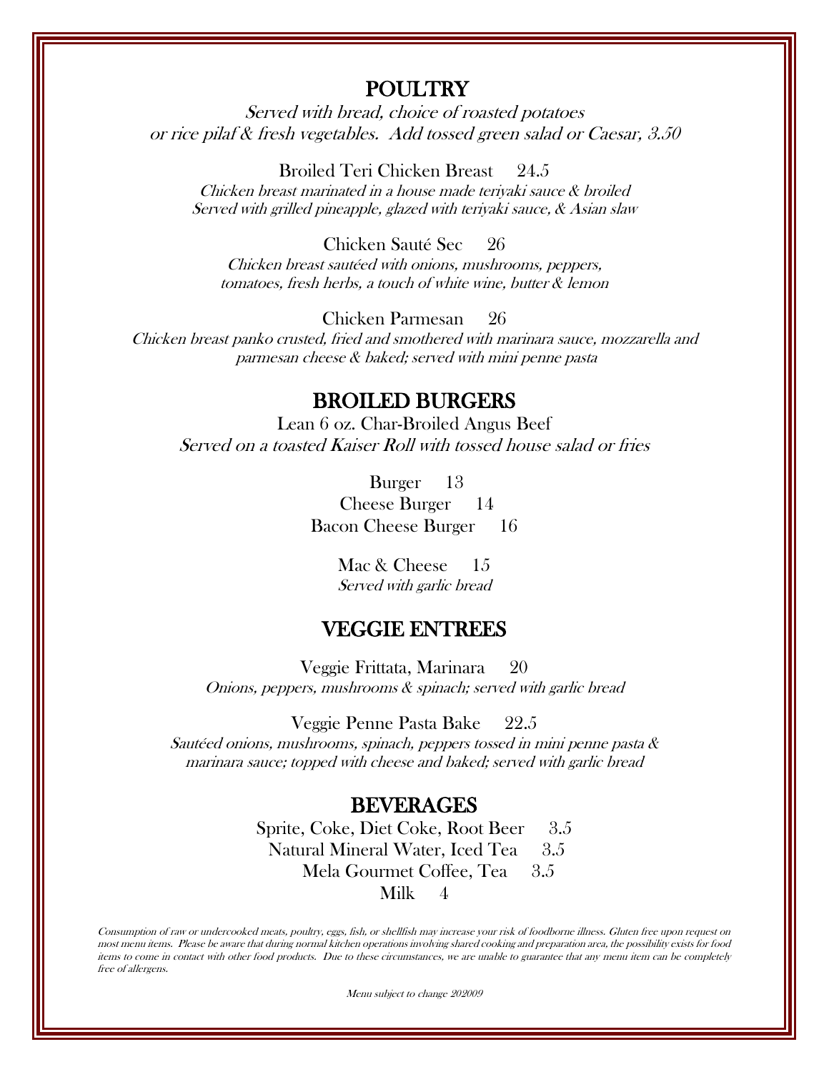## POULTRY

*Served with bread, choice of roasted potatoes or rice pilaf & fresh vegetables. Add tossed green salad or Caesar, 3.50*

Broiled Teri Chicken Breast 24.5

*Chicken breast marinated in a house made teriyaki sauce & broiled Served with grilled pineapple, glazed with teriyaki sauce, & Asian slaw*

Chicken Sauté Sec 26

*Chicken breast sautéed with onions, mushrooms, peppers, tomatoes, fresh herbs, a touch of white wine, butter & lemon*

Chicken Parmesan 26

*Chicken breast panko crusted, fried and smothered with marinara sauce, mozzarella and parmesan cheese & baked; served with mini penne pasta*

## BROILED BURGERS

Lean 6 oz. Char-Broiled Angus Beef

*Served on a toasted Kaiser Roll with tossed house salad or fries*

Burger 13

Cheese Burger 14

Bacon Cheese Burger 16

Mac & Cheese 15

*Served with garlic bread*

## VEGGIE ENTREES

Veggie Frittata, Marinara 20

*Onions, peppers, mushrooms & spinach; served with garlic bread*

Veggie Penne Pasta Bake 22.5

*Sautéed onions, mushrooms, spinach, peppers tossed in mini penne pasta & marinara sauce; topped with cheese and baked; served with garlic bread*

## BEVERAGES

Sprite, Coke, Diet Coke, Root Beer 3.5

Natural Mineral Water, Iced Tea 3.5

Mela Gourmet Coffee, Tea 3.5

Milk 4

*Consumption of raw or undercooked meats, poultry, eggs, fish, or shellfish may increase your risk of foodborne illness. Gluten free upon request on most menu items. Please be aware that during normal kitchen operations involving shared cooking and preparation area, the possibility exists for food items to come in contact with other food products. Due to these circumstances, we are unable to guarantee that any menu item can be completely free of allergens.*

*Menu subject to change 202009*